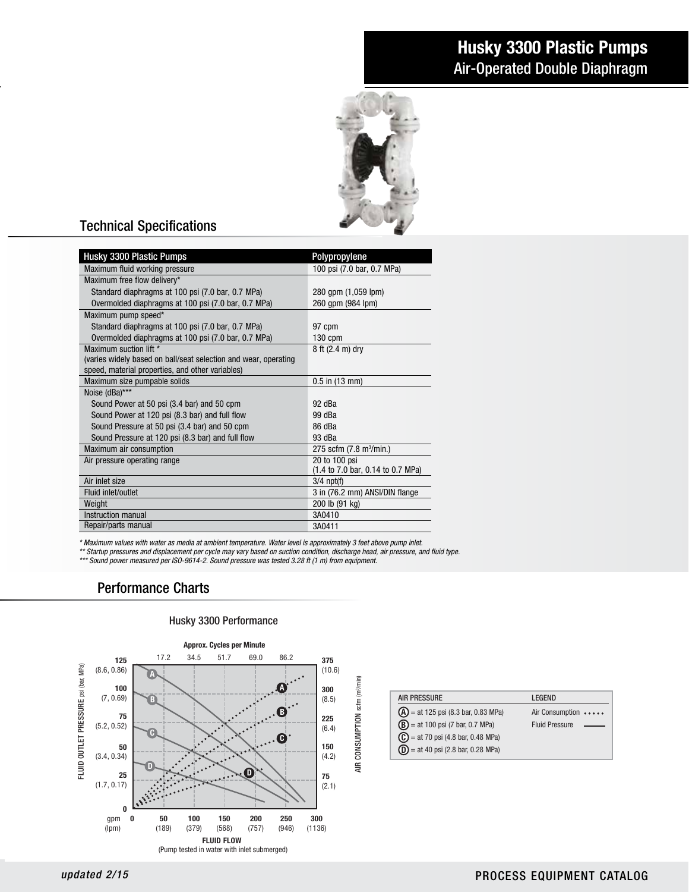# Husky 3300 Plastic Pumps
## Air-Operated Double Diaphragm

## Technical Specifications

| Husky 3300 Plastic Pumps | Polypropylene |
|---|---|
| Maximum fluid working pressure | 100 psi (7.0 bar, 0.7 MPa) |
| Maximum free flow delivery* | |
| Standard diaphragms at 100 psi (7.0 bar, 0.7 MPa) | 280 gpm (1,059 lpm) |
| Overmolded diaphragms at 100 psi (7.0 bar, 0.7 MPa) | 260 gpm (984 lpm) |
| Maximum pump speed* | |
| Standard diaphragms at 100 psi (7.0 bar, 0.7 MPa) | 97 cpm |
| Overmolded diaphragms at 100 psi (7.0 bar, 0.7 MPa) | 130 cpm |
| Maximum suction lift * (varies widely based on ball/seat selection and wear, operating speed, material properties, and other variables) | 8 ft (2.4 m) dry |
| Maximum size pumpable solids | 0.5 in (13 mm) |
| Noise (dBa)*** | |
| Sound Power at 50 psi (3.4 bar) and 50 cpm | 92 dBa |
| Sound Power at 120 psi (8.3 bar) and full flow | 99 dBa |
| Sound Pressure at 50 psi (3.4 bar) and 50 cpm | 86 dBa |
| Sound Pressure at 120 psi (8.3 bar) and full flow | 93 dBa |
| Maximum air consumption | 275 scfm (7.8 $m^3$/min.) |
| Air pressure operating range | 20 to 100 psi (1.4 to 7.0 bar, 0.14 to 0.7 MPa) |
| Air inlet size | 3/4 npt(f) |
| Fluid inlet/outlet | 3 in (76.2 mm) ANSI/DIN flange |
| Weight | 200 lb (91 kg) |
| Instruction manual | 3A0410 |
| Repair/parts manual | 3A0411 |

*\* Maximum values with water as media at ambient temperature. Water level is approximately 3 feet above pump inlet.*
*\*\* Startup pressures and displacement per cycle may vary based on suction condition, discharge head, air pressure, and fluid type.*
*\*\*\* Sound power measured per ISO-9614-2. Sound pressure was tested 3.28 ft (1 m) from equipment.*

## Performance Charts

Husky 3300 Performance

| AIR PRESSURE | LEGEND |
|---|---|
| (A) = at 125 psi (8.3 bar, 0.83 MPa) | Air Consumption ····· |
| (B) = at 100 psi (7 bar, 0.7 MPa) | Fluid Pressure ——— |
| (C) = at 70 psi (4.8 bar, 0.48 MPa) | |
| (D) = at 40 psi (2.8 bar, 0.28 MPa) | |

FLUID FLOW
(Pump tested in water with inlet submerged)

*updated 2/15*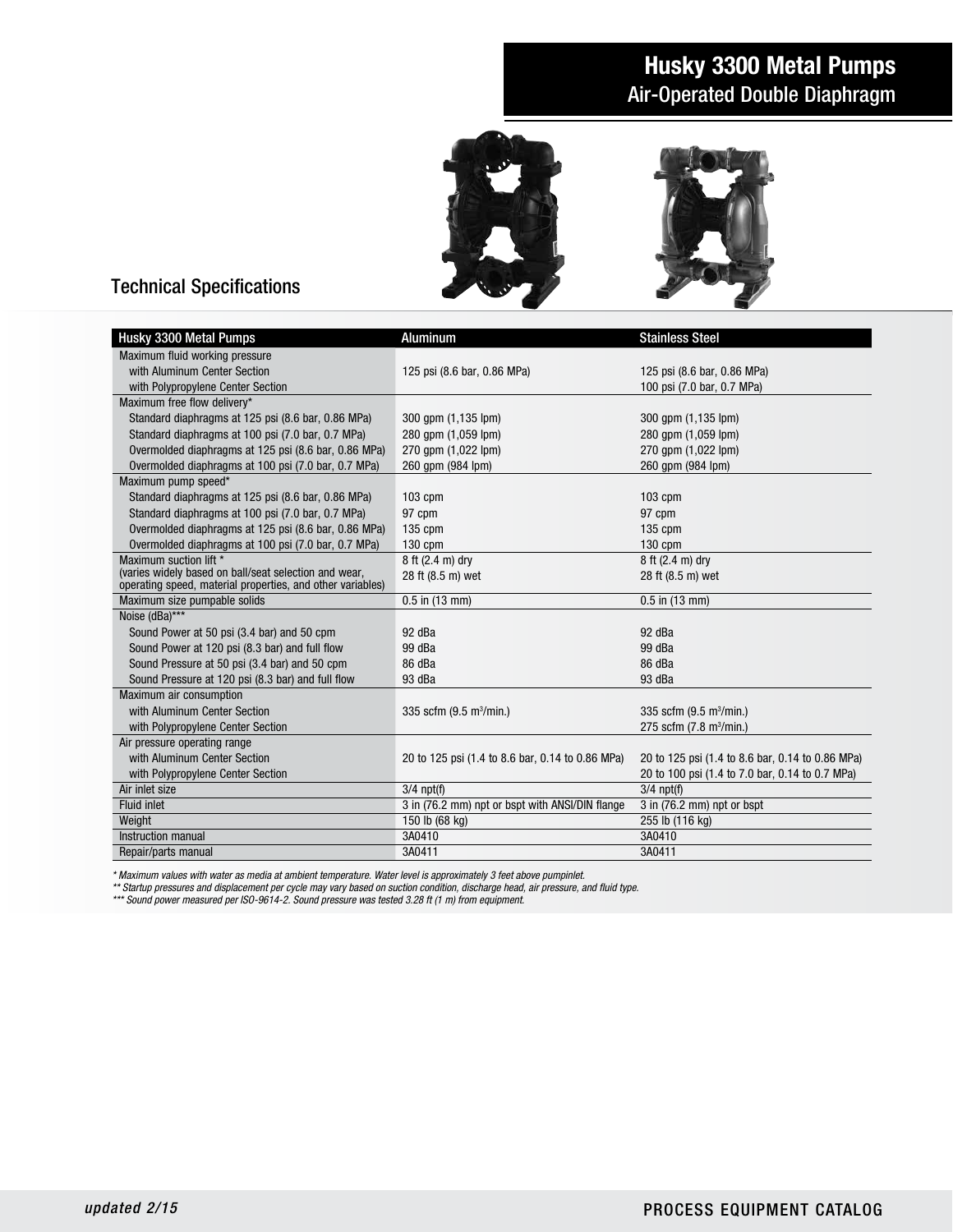# Husky 3300 Metal Pumps

## Air-Operated Double Diaphragm

### Technical Specifications

| Husky 3300 Metal Pumps | Aluminum | Stainless Steel |
|---|---|---|
| Maximum fluid working pressure | | |
| with Aluminum Center Section | 125 psi (8.6 bar, 0.86 MPa) | 125 psi (8.6 bar, 0.86 MPa) |
| with Polypropylene Center Section | | 100 psi (7.0 bar, 0.7 MPa) |
| Maximum free flow delivery* | | |
| Standard diaphragms at 125 psi (8.6 bar, 0.86 MPa) | 300 gpm (1,135 lpm) | 300 gpm (1,135 lpm) |
| Standard diaphragms at 100 psi (7.0 bar, 0.7 MPa) | 280 gpm (1,059 lpm) | 280 gpm (1,059 lpm) |
| Overmolded diaphragms at 125 psi (8.6 bar, 0.86 MPa) | 270 gpm (1,022 lpm) | 270 gpm (1,022 lpm) |
| Overmolded diaphragms at 100 psi (7.0 bar, 0.7 MPa) | 260 gpm (984 lpm) | 260 gpm (984 lpm) |
| Maximum pump speed* | | |
| Standard diaphragms at 125 psi (8.6 bar, 0.86 MPa) | 103 cpm | 103 cpm |
| Standard diaphragms at 100 psi (7.0 bar, 0.7 MPa) | 97 cpm | 97 cpm |
| Overmolded diaphragms at 125 psi (8.6 bar, 0.86 MPa) | 135 cpm | 135 cpm |
| Overmolded diaphragms at 100 psi (7.0 bar, 0.7 MPa) | 130 cpm | 130 cpm |
| Maximum suction lift * (varies widely based on ball/seat selection and wear, operating speed, material properties, and other variables) | 8 ft (2.4 m) dry<br>28 ft (8.5 m) wet | 8 ft (2.4 m) dry<br>28 ft (8.5 m) wet |
| Maximum size pumpable solids | 0.5 in (13 mm) | 0.5 in (13 mm) |
| Noise (dBa)*** | | |
| Sound Power at 50 psi (3.4 bar) and 50 cpm | 92 dBa | 92 dBa |
| Sound Power at 120 psi (8.3 bar) and full flow | 99 dBa | 99 dBa |
| Sound Pressure at 50 psi (3.4 bar) and 50 cpm | 86 dBa | 86 dBa |
| Sound Pressure at 120 psi (8.3 bar) and full flow | 93 dBa | 93 dBa |
| Maximum air consumption | | |
| with Aluminum Center Section | 335 scfm (9.5 $m^3$/min.) | 335 scfm (9.5 $m^3$/min.) |
| with Polypropylene Center Section | | 275 scfm (7.8 $m^3$/min.) |
| Air pressure operating range | | |
| with Aluminum Center Section | 20 to 125 psi (1.4 to 8.6 bar, 0.14 to 0.86 MPa) | 20 to 125 psi (1.4 to 8.6 bar, 0.14 to 0.86 MPa) |
| with Polypropylene Center Section | | 20 to 100 psi (1.4 to 7.0 bar, 0.14 to 0.7 MPa) |
| Air inlet size | 3/4 npt(f) | 3/4 npt(f) |
| Fluid inlet | 3 in (76.2 mm) npt or bspt with ANSI/DIN flange | 3 in (76.2 mm) npt or bspt |
| Weight | 150 lb (68 kg) | 255 lb (116 kg) |
| Instruction manual | 3A0410 | 3A0410 |
| Repair/parts manual | 3A0411 | 3A0411 |

*\* Maximum values with water as media at ambient temperature. Water level is approximately 3 feet above pumpinlet.*

*\*\* Startup pressures and displacement per cycle may vary based on suction condition, discharge head, air pressure, and fluid type.*

*\*\*\* Sound power measured per ISO-9614-2. Sound pressure was tested 3.28 ft (1 m) from equipment.*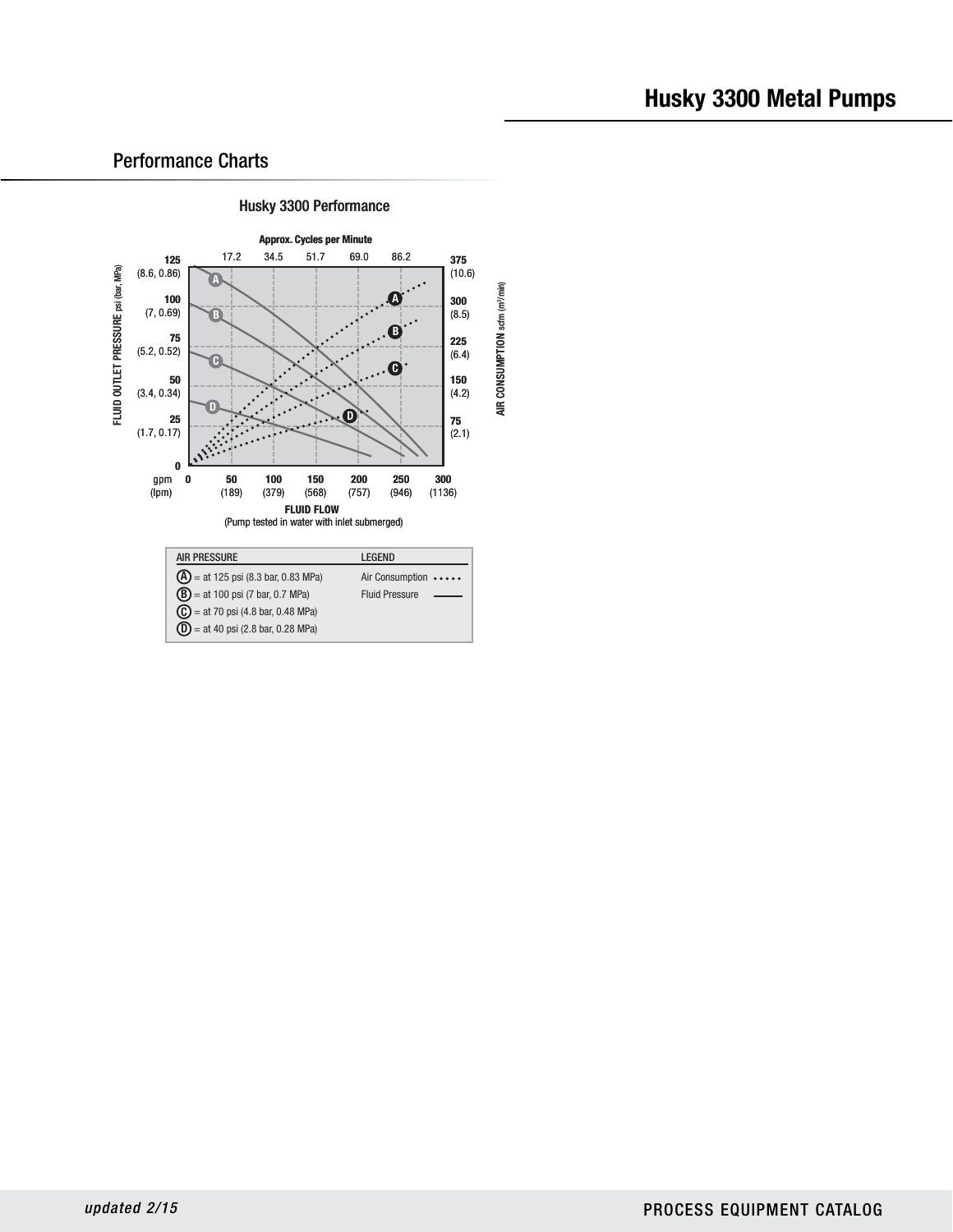# Husky 3300 Metal Pumps

## Performance Charts

### Husky 3300 Performance

Approx. Cycles per Minute

17.2 34.5 51.7 69.0 86.2

FLUID OUTLET PRESSURE psi (bar, MPa)

125 (8.6, 0.86)
100 (7, 0.69)
75 (5.2, 0.52)
50 (3.4, 0.34)
25 (1.7, 0.17)
0

AIR CONSUMPTION scfm (m³/min)

375 (10.6)
300 (8.5)
225 (6.4)
150 (4.2)
75 (2.1)

gpm (lpm) 0 50 (189) 100 (379) 150 (568) 200 (757) 250 (946) 300 (1136)

FLUID FLOW
(Pump tested in water with inlet submerged)

| AIR PRESSURE | LEGEND |
|---|---|
| A = at 125 psi (8.3 bar, 0.83 MPa) | Air Consumption ••••• |
| B = at 100 psi (7 bar, 0.7 MPa) | Fluid Pressure ——— |
| C = at 70 psi (4.8 bar, 0.48 MPa) | |
| D = at 40 psi (2.8 bar, 0.28 MPa) | |